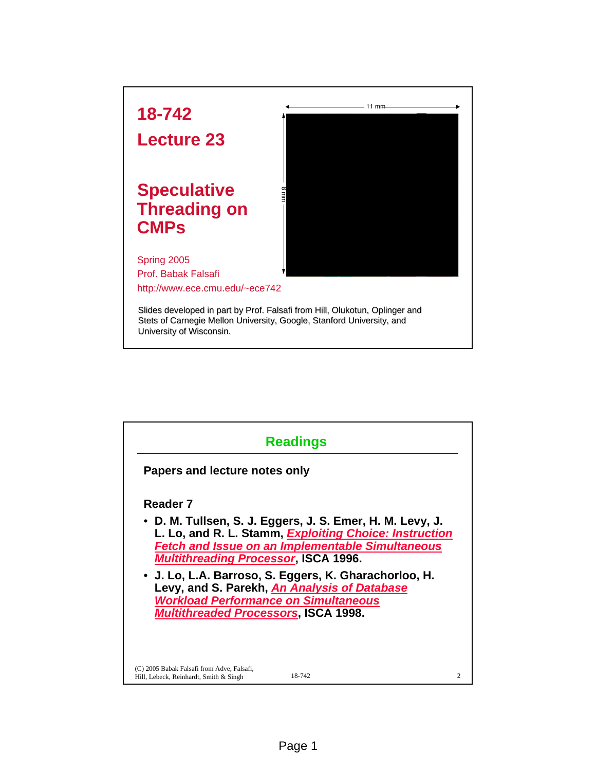# 18-742

# Lecture 23

## Speculative Threading on CMPs

11 mm

8 mm

Spring 2005
Prof. Babak Falsafi
http://www.ece.cmu.edu/~ece742

Slides developed in part by Prof. Falsafi from Hill, Olukotun, Oplinger and Stets of Carnegie Mellon University, Google, Stanford University, and University of Wisconsin.

## Readings

**Papers and lecture notes only**

**Reader 7**

- **D. M. Tullsen, S. J. Eggers, J. S. Emer, H. M. Levy, J. L. Lo, and R. L. Stamm, *Exploiting Choice: Instruction Fetch and Issue on an Implementable Simultaneous Multithreading Processor*, ISCA 1996.**
- **J. Lo, L.A. Barroso, S. Eggers, K. Gharachorloo, H. Levy, and S. Parekh, *An Analysis of Database Workload Performance on Simultaneous Multithreaded Processors*, ISCA 1998.**

(C) 2005 Babak Falsafi from Adve, Falsafi, Hill, Lebeck, Reinhardt, Smith & Singh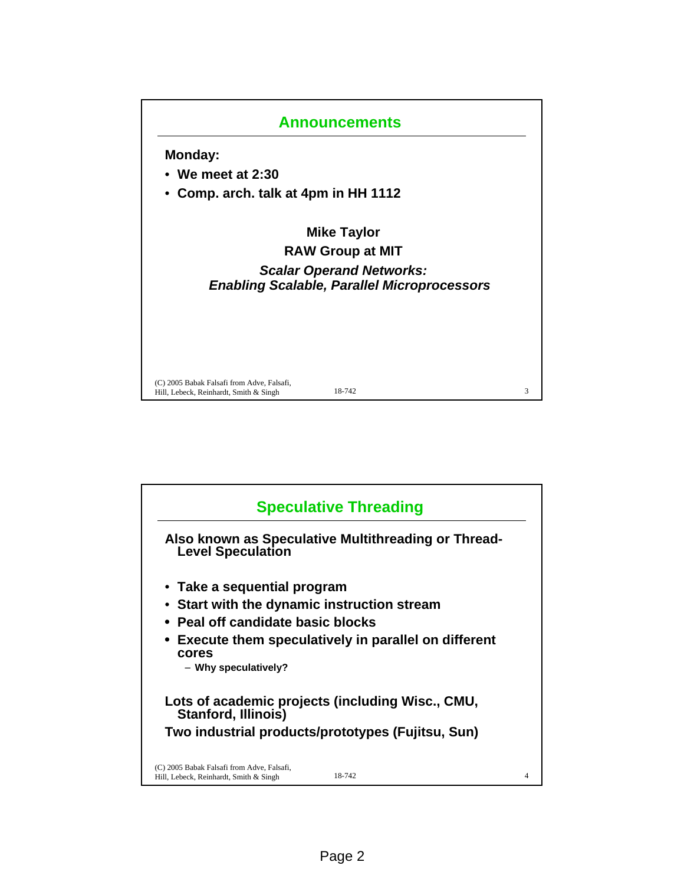## Announcements

**Monday:**

- **We meet at 2:30**
- **Comp. arch. talk at 4pm in HH 1112**

**Mike Taylor**

**RAW Group at MIT**

***Scalar Operand Networks: Enabling Scalable, Parallel Microprocessors***

## Speculative Threading

**Also known as Speculative Multithreading or Thread-Level Speculation**

- **Take a sequential program**
- **Start with the dynamic instruction stream**
- **Peal off candidate basic blocks**
- **Execute them speculatively in parallel on different cores**
  - **Why speculatively?**

**Lots of academic projects (including Wisc., CMU, Stanford, Illinois)**

**Two industrial products/prototypes (Fujitsu, Sun)**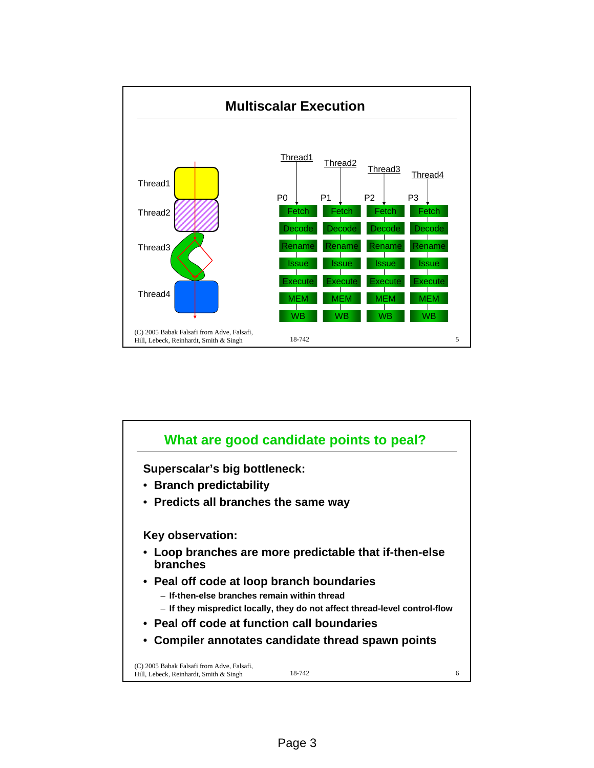## Multiscalar Execution

Thread1

Thread2

Thread3

Thread4

Thread1 Thread2 Thread3 Thread4

P0 P1 P2 P3

Fetch Fetch Fetch Fetch

Decode Decode Decode Decode

Rename Rename Rename Rename

Issue Issue Issue Issue

Execute Execute Execute Execute

MEM MEM MEM MEM

WB WB WB WB

(C) 2005 Babak Falsafi from Adve, Falsafi, Hill, Lebeck, Reinhardt, Smith & Singh

18-742

## What are good candidate points to peal?

**Superscalar's big bottleneck:**

- **Branch predictability**
- **Predicts all branches the same way**

**Key observation:**

- **Loop branches are more predictable that if-then-else branches**
- **Peal off code at loop branch boundaries**
  - If-then-else branches remain within thread
  - If they mispredict locally, they do not affect thread-level control-flow
- **Peal off code at function call boundaries**
- **Compiler annotates candidate thread spawn points**

(C) 2005 Babak Falsafi from Adve, Falsafi, Hill, Lebeck, Reinhardt, Smith & Singh

18-742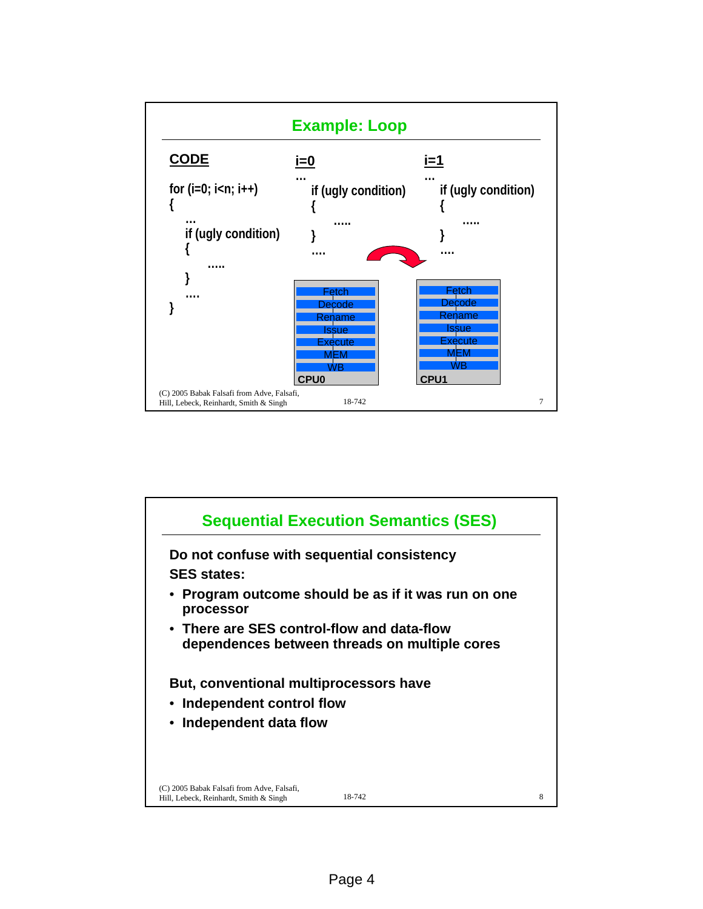## Example: Loop

**CODE**

```
for (i=0; i<n; i++)
{
    …
    if (ugly condition)
    {
        …..
    }
    ….
}
```

**i=0**

```
…
  if (ugly condition)
  {
      …..
  }
  ….
```

**i=1**

```
…
  if (ugly condition)
  {
      …..
  }
  ….
```

CPU0: Fetch, Decode, Rename, Issue, Execute, MEM, WB

CPU1: Fetch, Decode, Rename, Issue, Execute, MEM, WB

(C) 2005 Babak Falsafi from Adve, Falsafi, Hill, Lebeck, Reinhardt, Smith & Singh

## Sequential Execution Semantics (SES)

**Do not confuse with sequential consistency**

**SES states:**

- **Program outcome should be as if it was run on one processor**
- **There are SES control-flow and data-flow dependences between threads on multiple cores**

**But, conventional multiprocessors have**

- **Independent control flow**
- **Independent data flow**

(C) 2005 Babak Falsafi from Adve, Falsafi, Hill, Lebeck, Reinhardt, Smith & Singh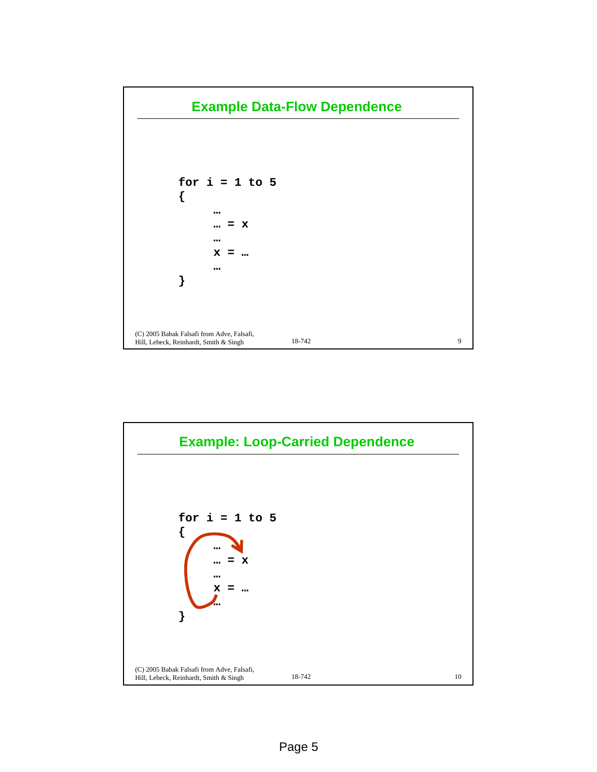## Example Data-Flow Dependence

```
for i = 1 to 5
{
      …
      … = x
      …
      x = …
      …
}
```

## Example: Loop-Carried Dependence

```
for i = 1 to 5
{
      …
      … = x
      …
      x = …
      …
}
```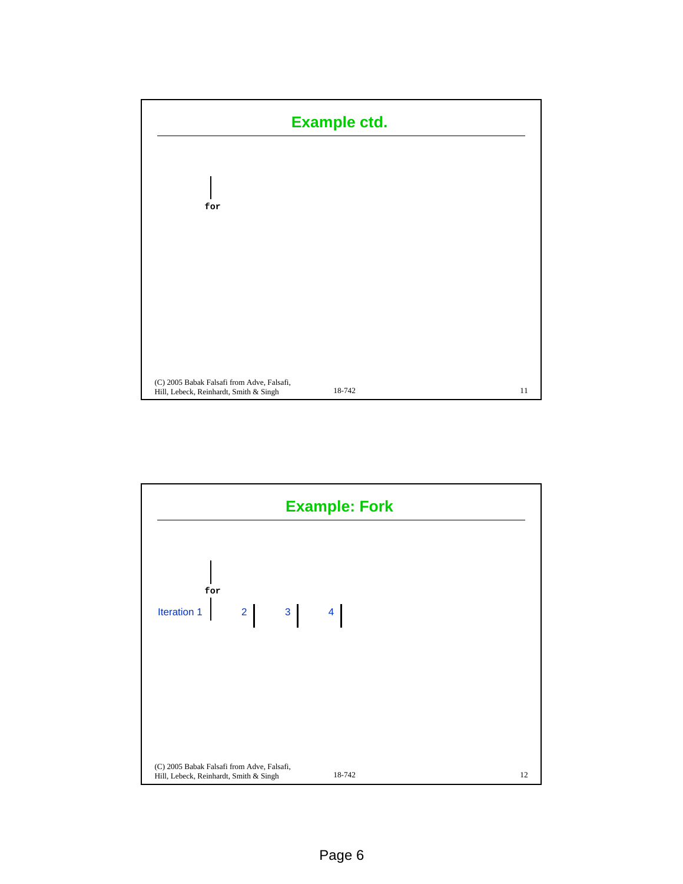## Example ctd.

for

## Example: Fork

for

Iteration 1    2    3    4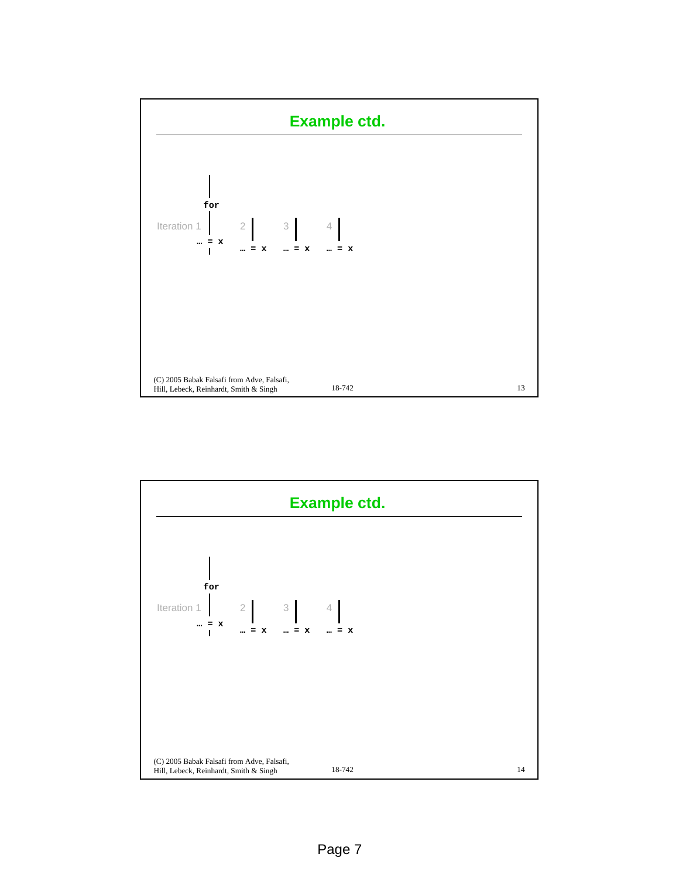## Example ctd.

for

Iteration 1 … = x

2 … = x

3 … = x

4 … = x

(C) 2005 Babak Falsafi from Adve, Falsafi, Hill, Lebeck, Reinhardt, Smith & Singh

18-742

## Example ctd.

for

Iteration 1 … = x

2 … = x

3 … = x

4 … = x

(C) 2005 Babak Falsafi from Adve, Falsafi, Hill, Lebeck, Reinhardt, Smith & Singh

18-742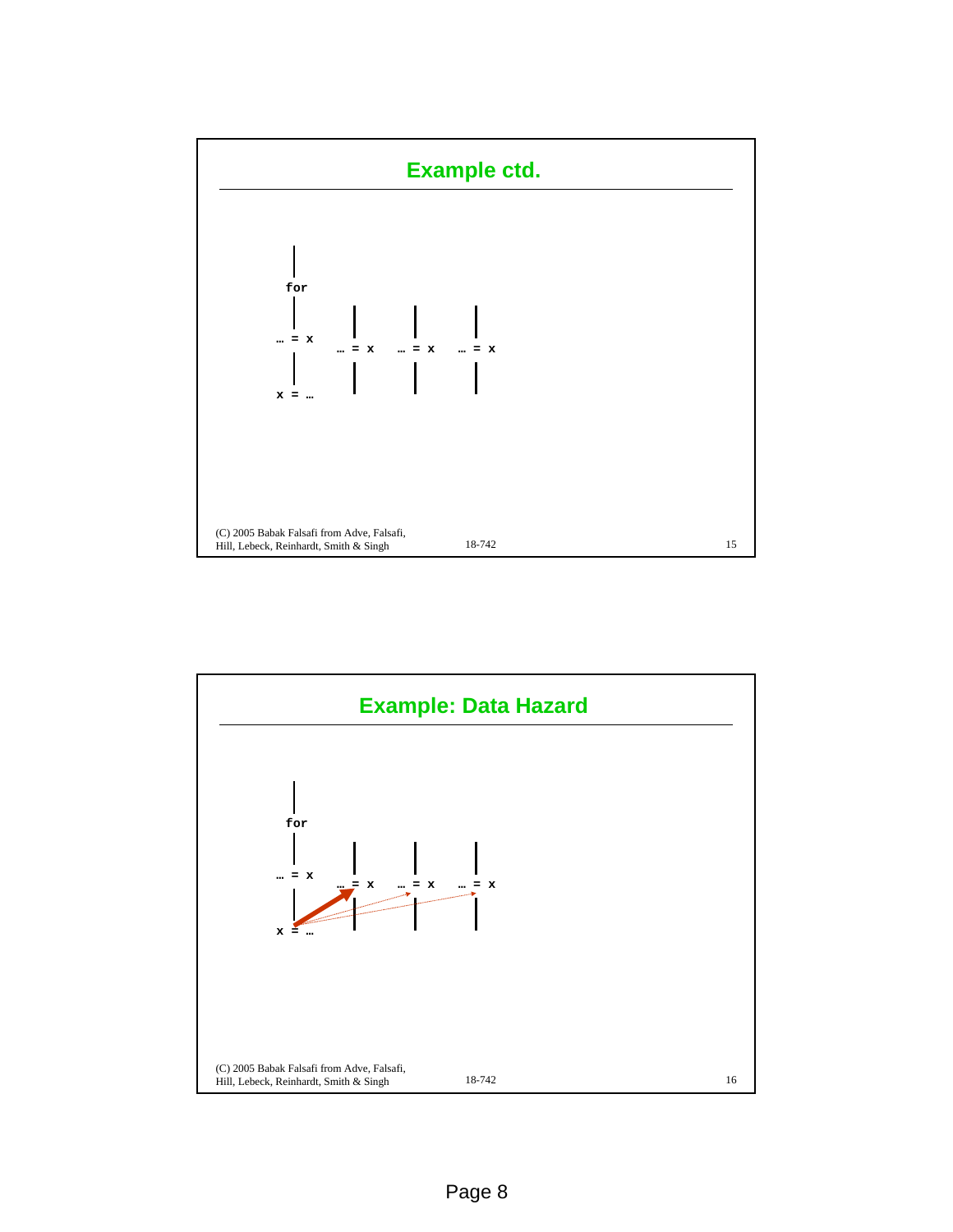## Example ctd.

for

… = x

x = …

… = x    … = x    … = x

## Example: Data Hazard

for

… = x

x = …

… = x    … = x    … = x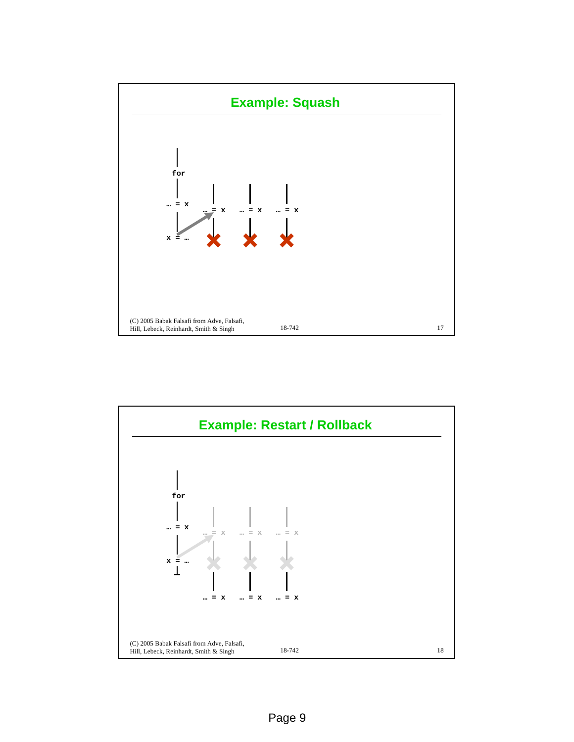## Example: Squash

for

… = x

x = …

… = x

… = x

… = x

## Example: Restart / Rollback

for

… = x

x = …

… = x

… = x

… = x

… = x

… = x

… = x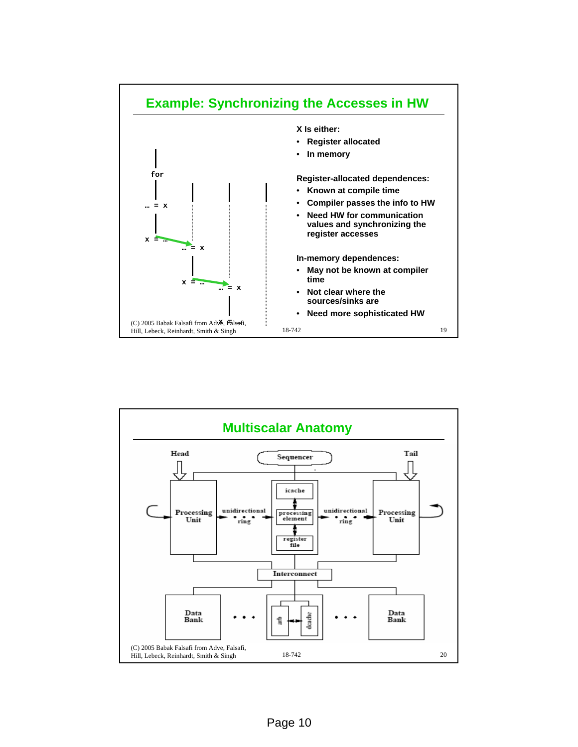## Example: Synchronizing the Accesses in HW

for

… = x

x = …

… = x

x = …

… = x

x = …

**X Is either:**

- **Register allocated**
- **In memory**

**Register-allocated dependences:**

- **Known at compile time**
- **Compiler passes the info to HW**
- **Need HW for communication values and synchronizing the register accesses**

**In-memory dependences:**

- **May not be known at compiler time**
- **Not clear where the sources/sinks are**
- **Need more sophisticated HW**

(C) 2005 Babak Falsafi from Adve, Falsafi, Hill, Lebeck, Reinhardt, Smith & Singh

18-742

## Multiscalar Anatomy

Head

Sequencer

Tail

Processing Unit

unidirectional ring

icache

processing element

register file

unidirectional ring

Processing Unit

Interconnect

Data Bank

arb

dcache

Data Bank

(C) 2005 Babak Falsafi from Adve, Falsafi, Hill, Lebeck, Reinhardt, Smith & Singh

18-742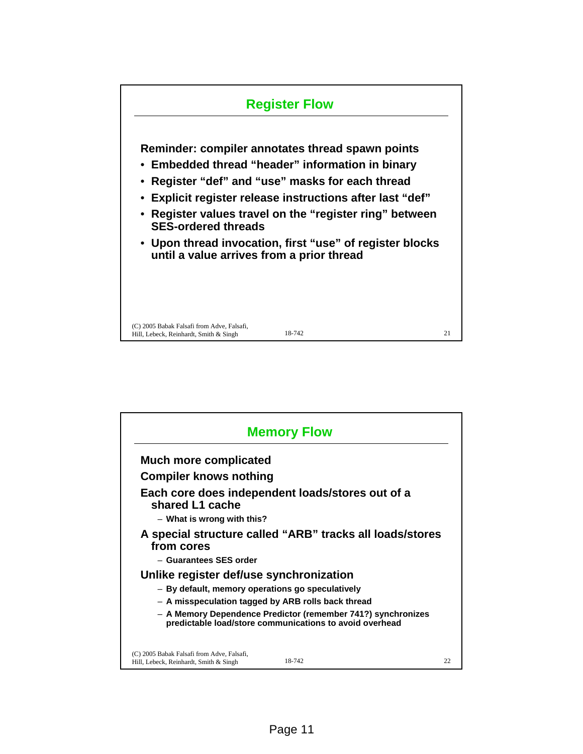## Register Flow

**Reminder: compiler annotates thread spawn points**

- **Embedded thread "header" information in binary**
- **Register "def" and "use" masks for each thread**
- **Explicit register release instructions after last "def"**
- **Register values travel on the "register ring" between SES-ordered threads**
- **Upon thread invocation, first "use" of register blocks until a value arrives from a prior thread**

(C) 2005 Babak Falsafi from Adve, Falsafi, Hill, Lebeck, Reinhardt, Smith & Singh

## Memory Flow

**Much more complicated**

**Compiler knows nothing**

**Each core does independent loads/stores out of a shared L1 cache**

- **What is wrong with this?**

**A special structure called "ARB" tracks all loads/stores from cores**

- **Guarantees SES order**

**Unlike register def/use synchronization**

- **By default, memory operations go speculatively**
- **A misspeculation tagged by ARB rolls back thread**
- **A Memory Dependence Predictor (remember 741?) synchronizes predictable load/store communications to avoid overhead**

(C) 2005 Babak Falsafi from Adve, Falsafi, Hill, Lebeck, Reinhardt, Smith & Singh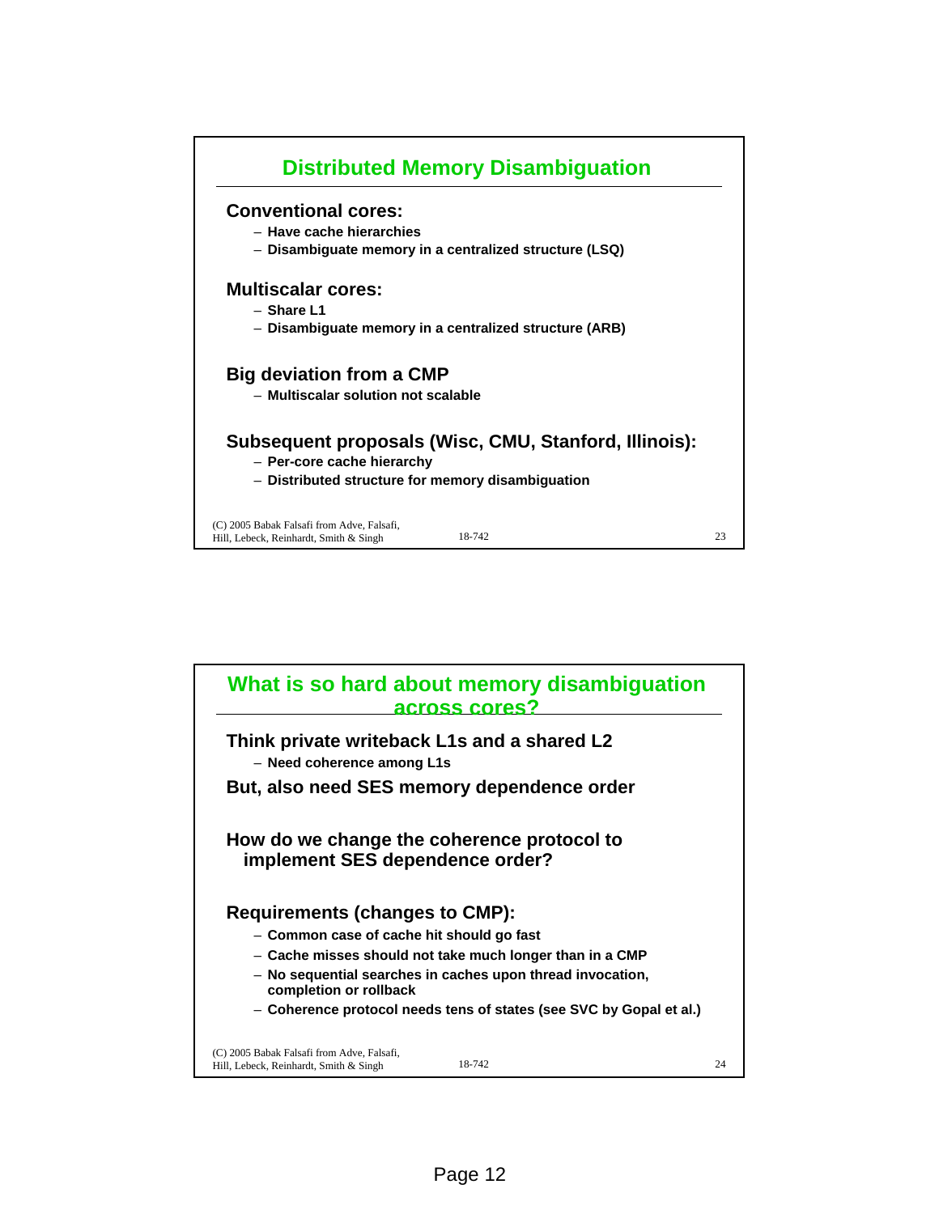## Distributed Memory Disambiguation

**Conventional cores:**
- Have cache hierarchies
- Disambiguate memory in a centralized structure (LSQ)

**Multiscalar cores:**
- Share L1
- Disambiguate memory in a centralized structure (ARB)

**Big deviation from a CMP**
- Multiscalar solution not scalable

**Subsequent proposals (Wisc, CMU, Stanford, Illinois):**
- Per-core cache hierarchy
- Distributed structure for memory disambiguation

(C) 2005 Babak Falsafi from Adve, Falsafi, Hill, Lebeck, Reinhardt, Smith & Singh

## What is so hard about memory disambiguation across cores?

**Think private writeback L1s and a shared L2**
- Need coherence among L1s

**But, also need SES memory dependence order**

**How do we change the coherence protocol to implement SES dependence order?**

**Requirements (changes to CMP):**
- Common case of cache hit should go fast
- Cache misses should not take much longer than in a CMP
- No sequential searches in caches upon thread invocation, completion or rollback
- Coherence protocol needs tens of states (see SVC by Gopal et al.)

(C) 2005 Babak Falsafi from Adve, Falsafi, Hill, Lebeck, Reinhardt, Smith & Singh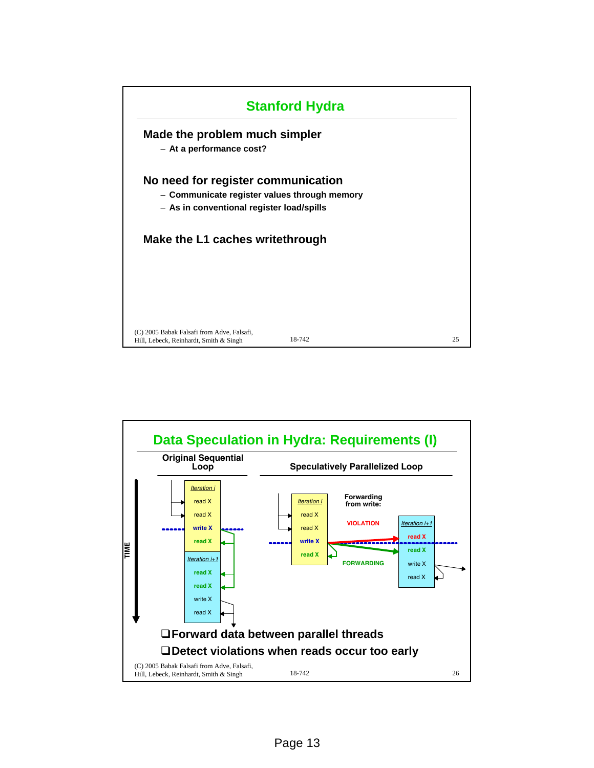## Stanford Hydra

**Made the problem much simpler**

- At a performance cost?

**No need for register communication**

- Communicate register values through memory
- As in conventional register load/spills

**Make the L1 caches writethrough**

(C) 2005 Babak Falsafi from Adve, Falsafi, Hill, Lebeck, Reinhardt, Smith & Singh

18-742

## Data Speculation in Hydra: Requirements (I)

Original Sequential Loop

Speculatively Parallelized Loop

TIME

*Iteration i*
read X
read X
write X
read X

*Iteration i+1*
read X
read X
write X
read X

*Iteration i*
read X
read X
write X
read X

Forwarding from write:

VIOLATION

FORWARDING

*Iteration i+1*
read X
read X
write X
read X

- ❑ Forward data between parallel threads
- ❑ Detect violations when reads occur too early

(C) 2005 Babak Falsafi from Adve, Falsafi, Hill, Lebeck, Reinhardt, Smith & Singh

18-742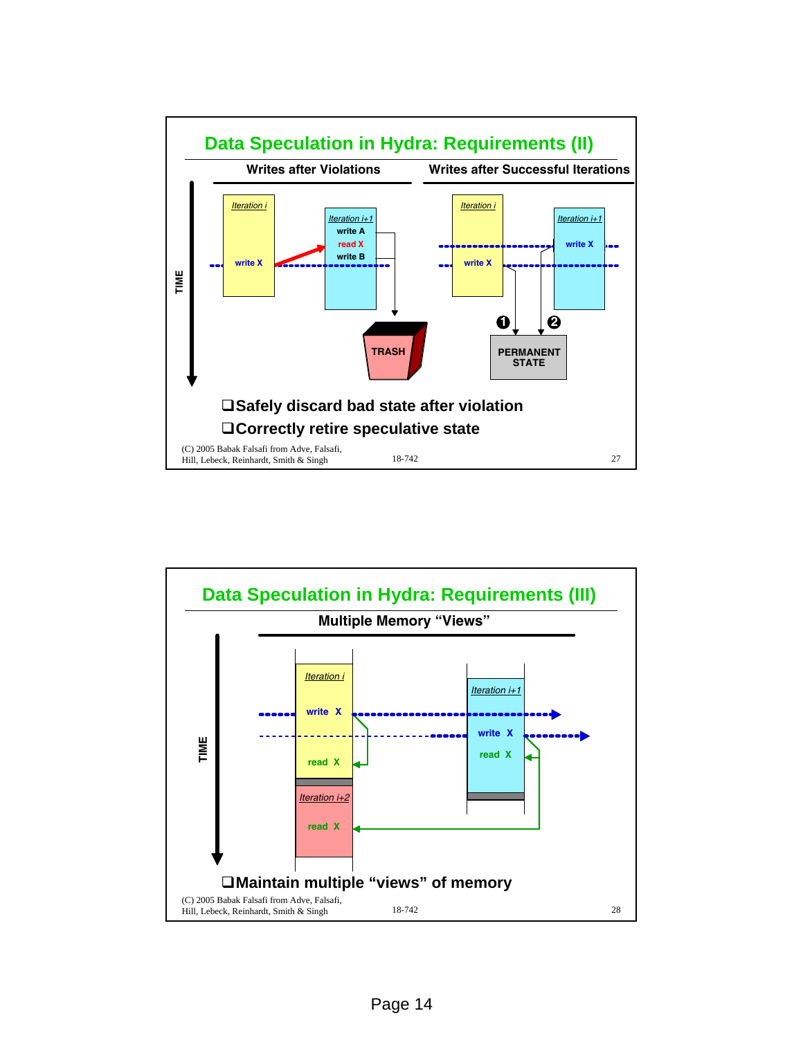## Data Speculation in Hydra: Requirements (II)

Writes after Violations

Writes after Successful Iterations

TIME

Iteration i

write X

Iteration i+1

write A

read X

write B

TRASH

Iteration i

write X

Iteration i+1

write X

❶ ❷

PERMANENT STATE

- ❑Safely discard bad state after violation
- ❑Correctly retire speculative state

(C) 2005 Babak Falsafi from Adve, Falsafi, Hill, Lebeck, Reinhardt, Smith & Singh

18-742

## Data Speculation in Hydra: Requirements (III)

Multiple Memory "Views"

TIME

Iteration i

write X

read X

Iteration i+2

read X

Iteration i+1

write X

read X

- ❑Maintain multiple "views" of memory

(C) 2005 Babak Falsafi from Adve, Falsafi, Hill, Lebeck, Reinhardt, Smith & Singh

18-742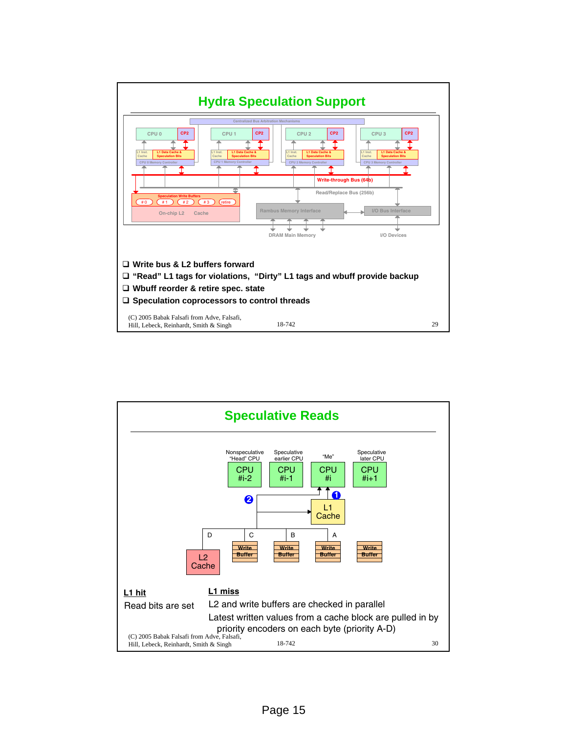## Hydra Speculation Support

Centralized Bus Arbitration Mechanisms

CPU 0 CP2
CPU 1 CP2
CPU 2 CP2
CPU 3 CP2

L1 Inst. Cache
L1 Data Cache & Speculation Bits
CPU 0 Memory Controller
CPU 1 Memory Controller
CPU 2 Memory Controller
CPU 3 Memory Controller

Write-through Bus (64b)

Read/Replace Bus (256b)

Speculation Write Buffers
#0 #1 #2 #3 retire

On-chip L2 Cache

Rambus Memory Interface

I/O Bus Interface

DRAM Main Memory

I/O Devices

- Write bus & L2 buffers forward
- "Read" L1 tags for violations, "Dirty" L1 tags and wbuff provide backup
- Wbuff reorder & retire spec. state
- Speculation coprocessors to control threads

(C) 2005 Babak Falsafi from Adve, Falsafi, Hill, Lebeck, Reinhardt, Smith & Singh

## Speculative Reads

Nonspeculative "Head" CPU
CPU #i-2

Speculative earlier CPU
CPU #i-1

"Me"
CPU #i

Speculative later CPU
CPU #i+1

1 L1 Cache

2

D C B A

L2 Cache

Write Buffer
Write Buffer
Write Buffer
Write Buffer

**L1 hit**

Read bits are set

**L1 miss**

L2 and write buffers are checked in parallel

Latest written values from a cache block are pulled in by priority encoders on each byte (priority A-D)

(C) 2005 Babak Falsafi from Adve, Falsafi, Hill, Lebeck, Reinhardt, Smith & Singh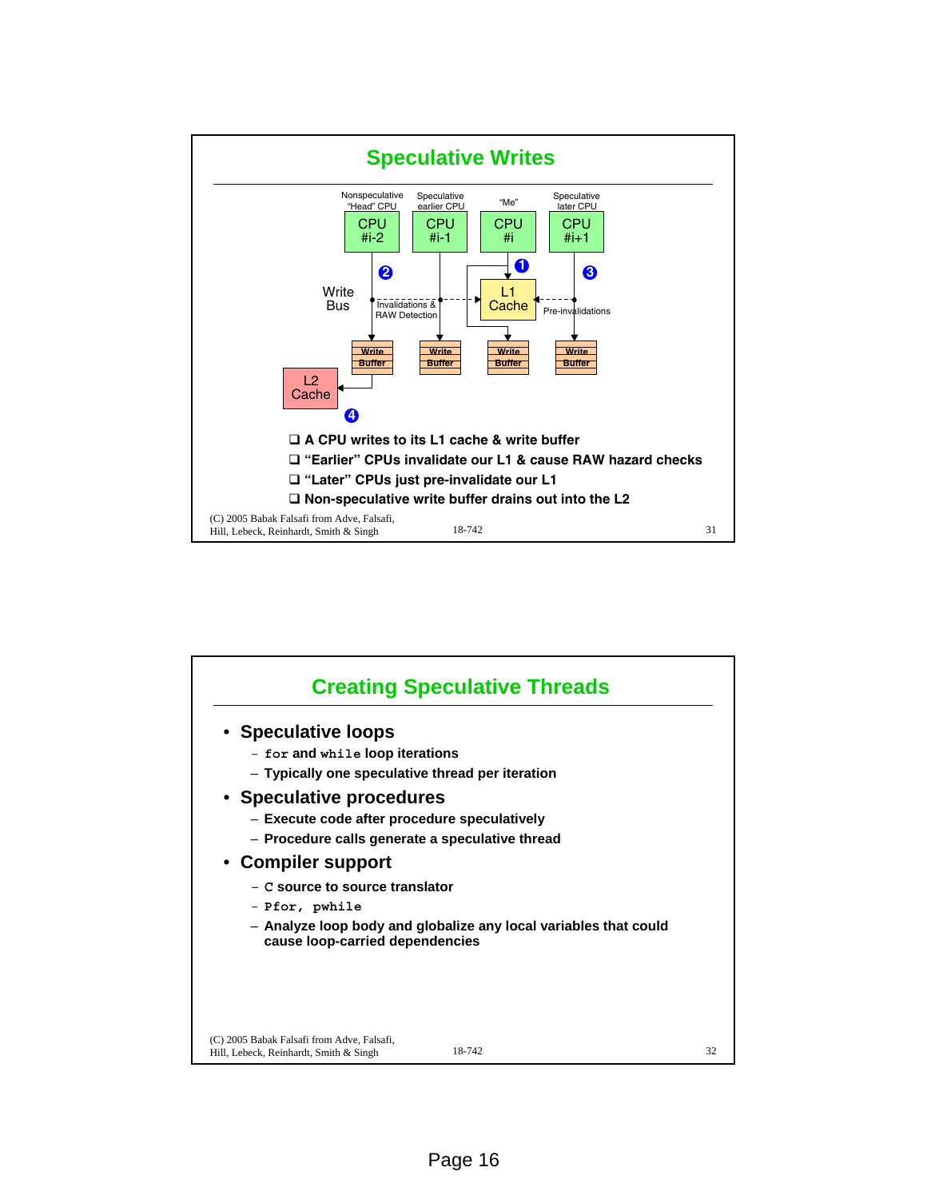## Speculative Writes

Nonspeculative "Head" CPU
CPU #i-2

Speculative earlier CPU
CPU #i-1

"Me"
CPU #i

Speculative later CPU
CPU #i+1

Write Bus

Invalidations & RAW Detection

L1 Cache

Pre-invalidations

Write Buffer

L2 Cache

- ❑ A CPU writes to its L1 cache & write buffer
- ❑ "Earlier" CPUs invalidate our L1 & cause RAW hazard checks
- ❑ "Later" CPUs just pre-invalidate our L1
- ❑ Non-speculative write buffer drains out into the L2

(C) 2005 Babak Falsafi from Adve, Falsafi, Hill, Lebeck, Reinhardt, Smith & Singh

## Creating Speculative Threads

- **Speculative loops**
  - `for` and `while` loop iterations
  - Typically one speculative thread per iteration
- **Speculative procedures**
  - Execute code after procedure speculatively
  - Procedure calls generate a speculative thread
- **Compiler support**
  - `C` source to source translator
  - `Pfor, pwhile`
  - Analyze loop body and globalize any local variables that could cause loop-carried dependencies

(C) 2005 Babak Falsafi from Adve, Falsafi, Hill, Lebeck, Reinhardt, Smith & Singh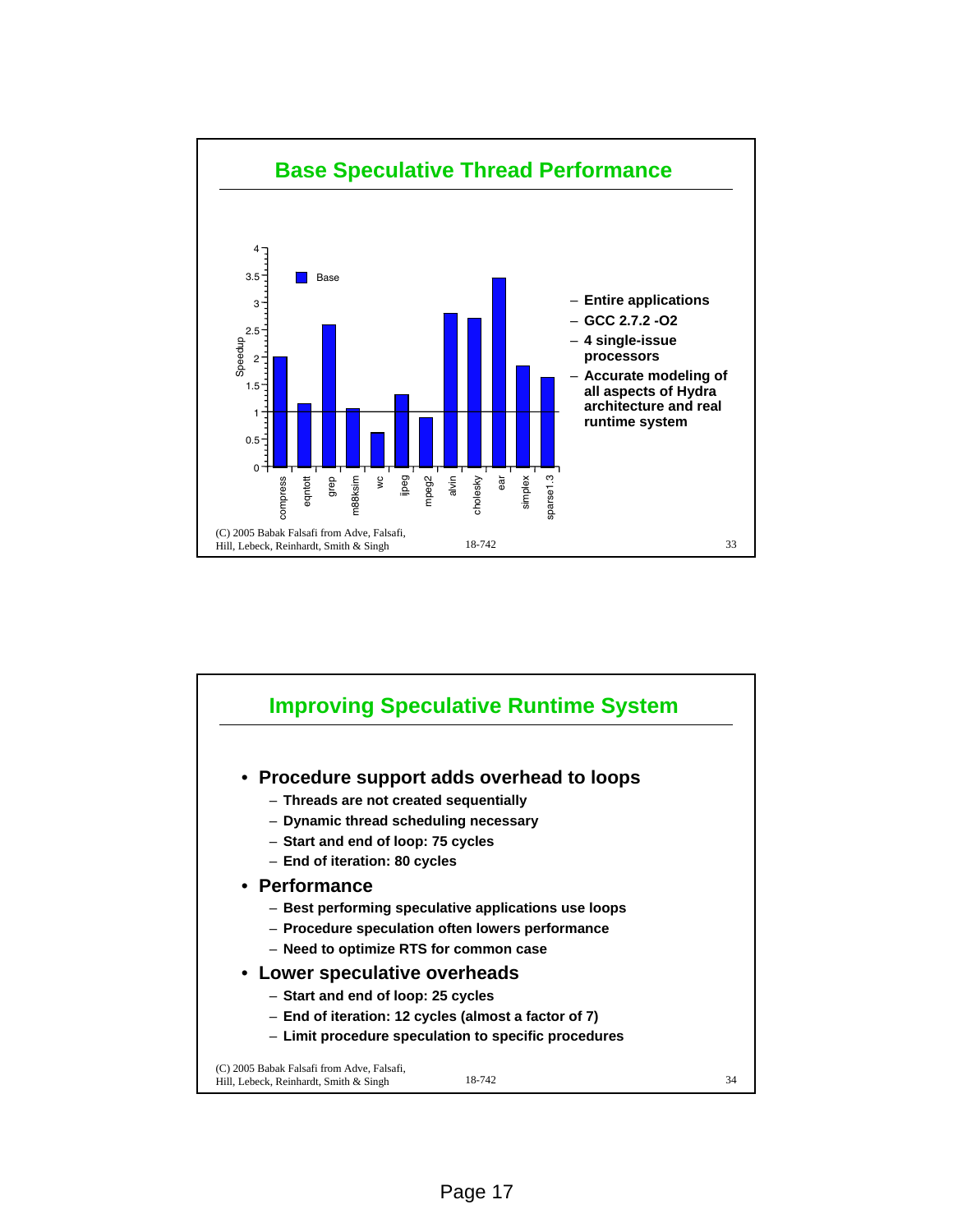## Base Speculative Thread Performance

Speedup

4
3.5
3
2.5
2
1.5
1
0.5
0

Base

compress
eqntott
grep
m88ksim
wc
ijpeg
mpeg2
alvin
cholesky
ear
simplex
sparse1.3

- Entire applications
- GCC 2.7.2 -O2
- 4 single-issue processors
- Accurate modeling of all aspects of Hydra architecture and real runtime system

(C) 2005 Babak Falsafi from Adve, Falsafi, Hill, Lebeck, Reinhardt, Smith & Singh

## Improving Speculative Runtime System

- **Procedure support adds overhead to loops**
  - Threads are not created sequentially
  - Dynamic thread scheduling necessary
  - Start and end of loop: 75 cycles
  - End of iteration: 80 cycles
- **Performance**
  - Best performing speculative applications use loops
  - Procedure speculation often lowers performance
  - Need to optimize RTS for common case
- **Lower speculative overheads**
  - Start and end of loop: 25 cycles
  - End of iteration: 12 cycles (almost a factor of 7)
  - Limit procedure speculation to specific procedures

(C) 2005 Babak Falsafi from Adve, Falsafi, Hill, Lebeck, Reinhardt, Smith & Singh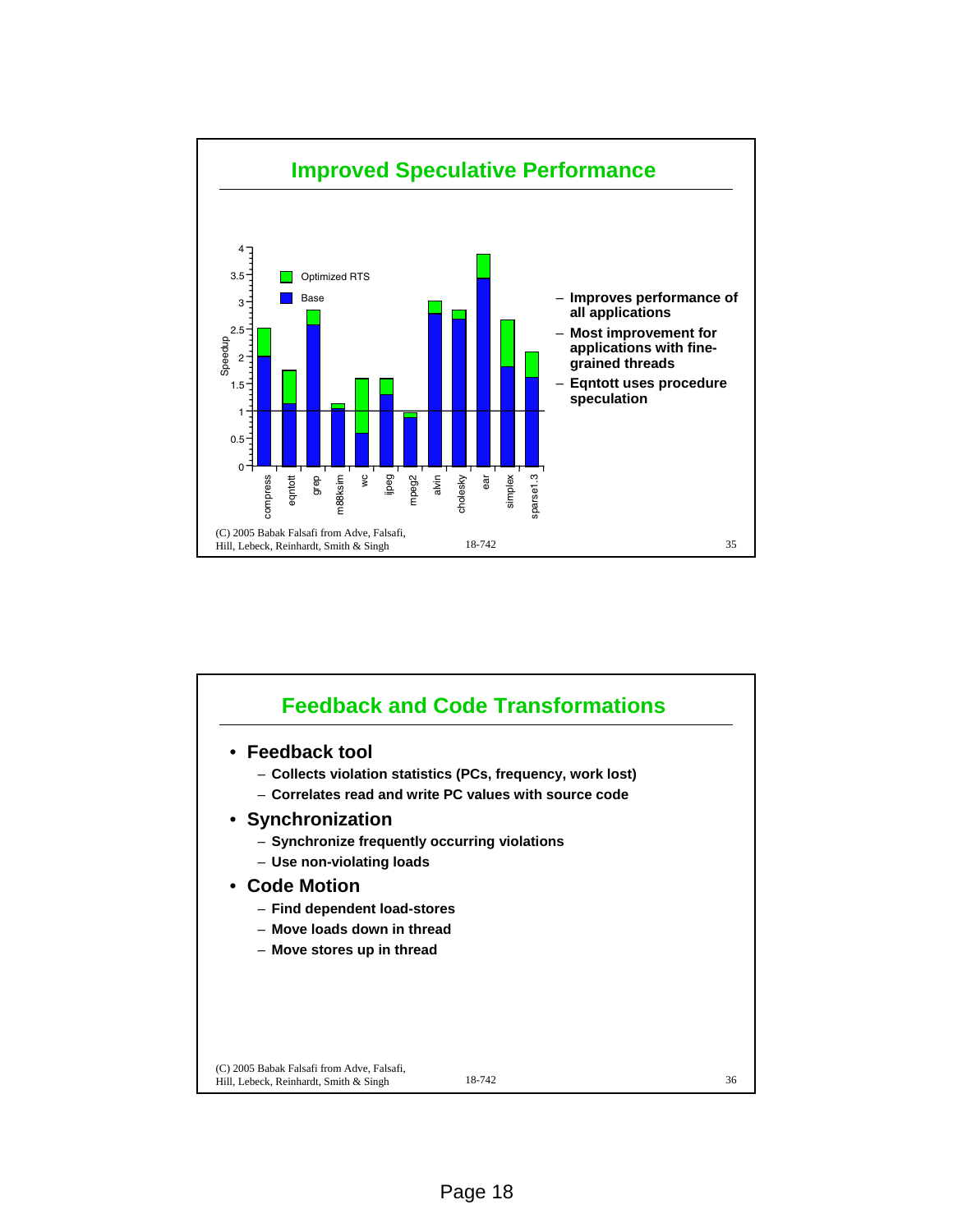## Improved Speculative Performance

Speedup

4
3.5
3
2.5
2
1.5
1
0.5
0

Optimized RTS
Base

compress
eqntott
grep
m88ksim
wc
ijpeg
mpeg2
alvin
cholesky
ear
simplex
sparse1.3

- Improves performance of all applications
- Most improvement for applications with fine-grained threads
- Eqntott uses procedure speculation

(C) 2005 Babak Falsafi from Adve, Falsafi, Hill, Lebeck, Reinhardt, Smith & Singh

## Feedback and Code Transformations

- **Feedback tool**
  - Collects violation statistics (PCs, frequency, work lost)
  - Correlates read and write PC values with source code
- **Synchronization**
  - Synchronize frequently occurring violations
  - Use non-violating loads
- **Code Motion**
  - Find dependent load-stores
  - Move loads down in thread
  - Move stores up in thread

(C) 2005 Babak Falsafi from Adve, Falsafi, Hill, Lebeck, Reinhardt, Smith & Singh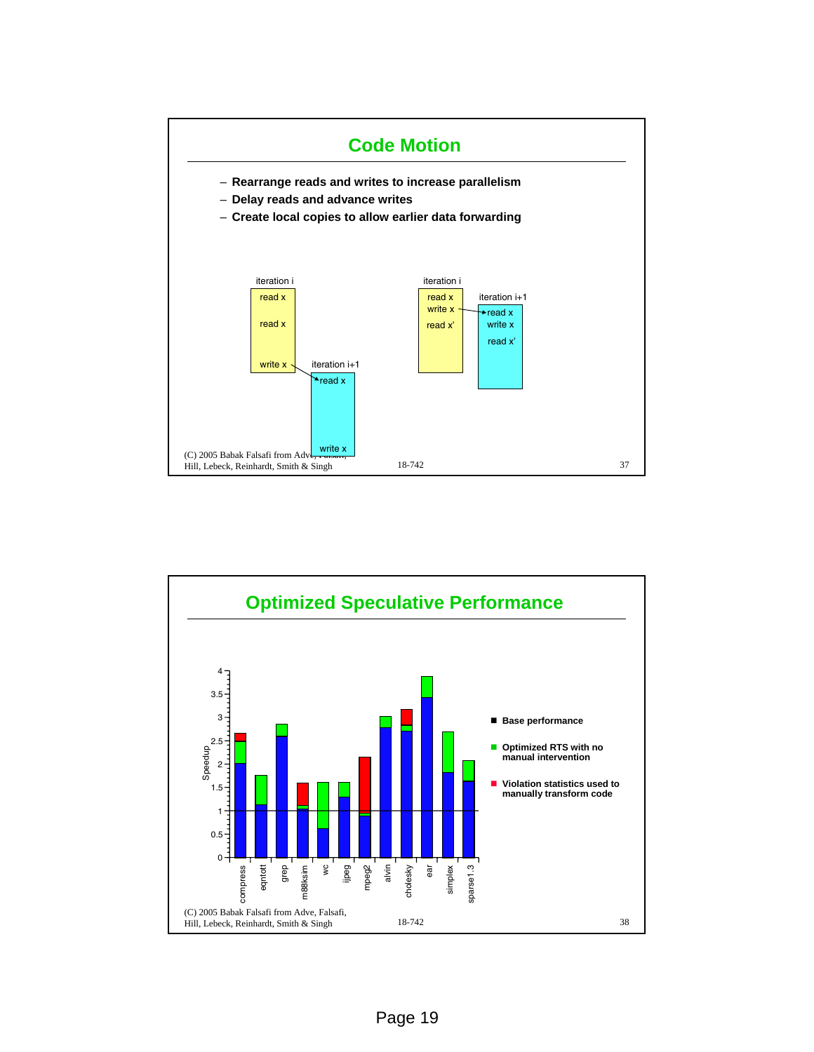## Code Motion

- Rearrange reads and writes to increase parallelism
- Delay reads and advance writes
- Create local copies to allow earlier data forwarding

iteration i
read x
read x
write x

iteration i+1
read x
write x

iteration i
read x
write x
read x'

iteration i+1
read x
write x
read x'

(C) 2005 Babak Falsafi from Adve, Falsafi, Hill, Lebeck, Reinhardt, Smith & Singh

## Optimized Speculative Performance

Speedup

0
0.5
1
1.5
2
2.5
3
3.5
4

compress
eqntott
grep
m88ksim
wc
ijpeg
mpeg2
alvin
cholesky
ear
simplex
sparse1.3

Base performance

Optimized RTS with no manual intervention

Violation statistics used to manually transform code

(C) 2005 Babak Falsafi from Adve, Falsafi, Hill, Lebeck, Reinhardt, Smith & Singh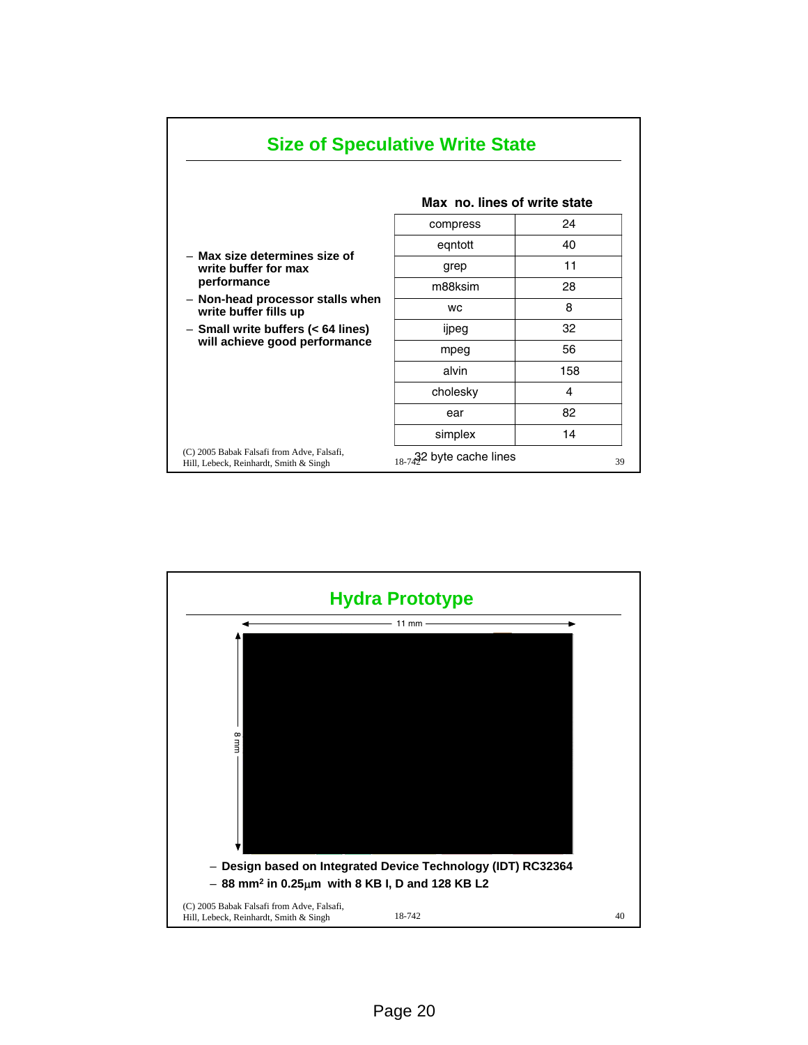## Size of Speculative Write State

– **Max size determines size of write buffer for max performance**

– **Non-head processor stalls when write buffer fills up**

– **Small write buffers (< 64 lines) will achieve good performance**

**Max no. lines of write state**

| | |
|---|---|
| compress | 24 |
| eqntott | 40 |
| grep | 11 |
| m88ksim | 28 |
| wc | 8 |
| ijpeg | 32 |
| mpeg | 56 |
| alvin | 158 |
| cholesky | 4 |
| ear | 82 |
| simplex | 14 |

32 byte cache lines

## Hydra Prototype

11 mm

8 mm

– **Design based on Integrated Device Technology (IDT) RC32364**

– **88 mm² in 0.25µm with 8 KB I, D and 128 KB L2**